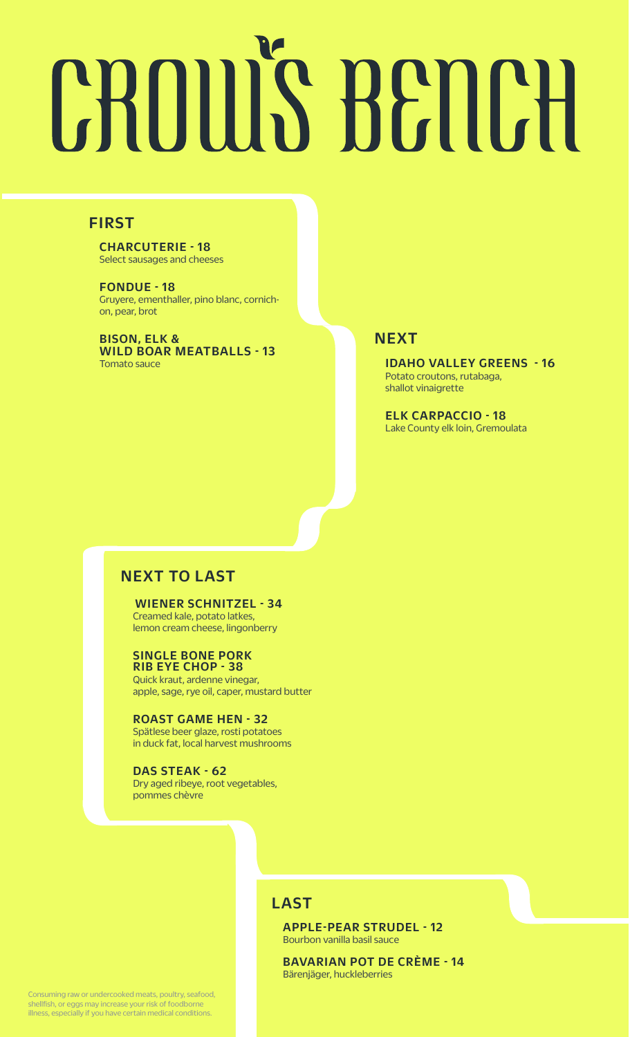# CROW'S BENCH

## FIRST

**CHARCUTERIE - 18**
Select sausages and cheeses

**FONDUE - 18**
Gruyere, ementhaller, pino blanc, cornichon, pear, brot

**BISON, ELK & WILD BOAR MEATBALLS - 13**
Tomato sauce

## NEXT

**IDAHO VALLEY GREENS - 16**
Potato croutons, rutabaga, shallot vinaigrette

**ELK CARPACCIO - 18**
Lake County elk loin, Gremoulata

## NEXT TO LAST

**WIENER SCHNITZEL - 34**
Creamed kale, potato latkes, lemon cream cheese, lingonberry

**SINGLE BONE PORK RIB EYE CHOP - 38**
Quick kraut, ardenne vinegar, apple, sage, rye oil, caper, mustard butter

**ROAST GAME HEN - 32**
Spätlese beer glaze, rosti potatoes in duck fat, local harvest mushrooms

**DAS STEAK - 62**
Dry aged ribeye, root vegetables, pommes chèvre

## LAST

**APPLE-PEAR STRUDEL - 12**
Bourbon vanilla basil sauce

**BAVARIAN POT DE CRÈME - 14**
Bärenjäger, huckleberries

Consuming raw or undercooked meats, poultry, seafood, shellfish, or eggs may increase your risk of foodborne illness, especially if you have certain medical conditions.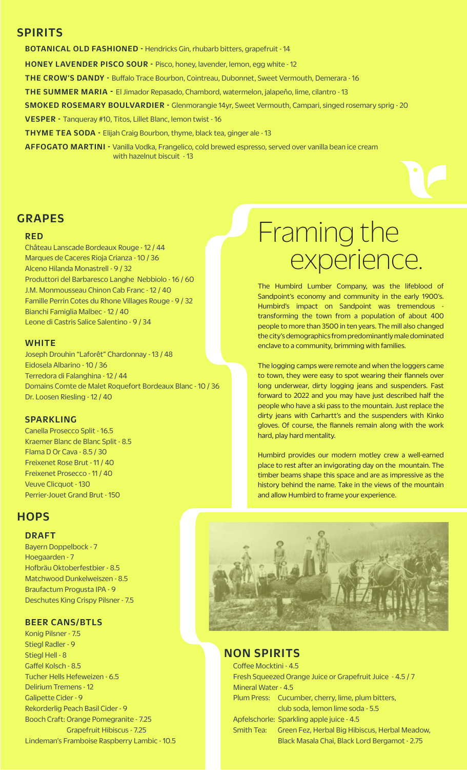## SPIRITS

**BOTANICAL OLD FASHIONED -** Hendricks Gin, rhubarb bitters, grapefruit - 14

**HONEY LAVENDER PISCO SOUR -** Pisco, honey, lavender, lemon, egg white - 12

**THE CROW'S DANDY -** Buffalo Trace Bourbon, Cointreau, Dubonnet, Sweet Vermouth, Demerara - 16

**THE SUMMER MARIA -** El Jimador Repasado, Chambord, watermelon, jalapeño, lime, cilantro - 13

**SMOKED ROSEMARY BOULVARDIER -** Glenmorangie 14yr, Sweet Vermouth, Campari, singed rosemary sprig - 20

**VESPER -** Tanqueray #10, Titos, Lillet Blanc, lemon twist - 16

**THYME TEA SODA -** Elijah Craig Bourbon, thyme, black tea, ginger ale - 13

**AFFOGATO MARTINI -** Vanilla Vodka, Frangelico, cold brewed espresso, served over vanilla bean ice cream with hazelnut biscuit - 13

## GRAPES

### RED

Château Lanscade Bordeaux Rouge - 12 / 44
Marques de Caceres Rioja Crianza - 10 / 36
Alceno Hilanda Monastrell - 9 / 32
Produttori del Barbaresco Langhe Nebbiolo - 16 / 60
J.M. Monmousseau Chinon Cab Franc - 12 / 40
Famille Perrin Cotes du Rhone Villages Rouge - 9 / 32
Bianchi Famiglia Malbec - 12 / 40
Leone di Castris Salice Salentino - 9 / 34

### WHITE

Joseph Drouhin "Laforêt" Chardonnay - 13 / 48
Eidosela Albarino - 10 / 36
Terredora di Falanghina - 12 / 44
Domains Comte de Malet Roquefort Bordeaux Blanc - 10 / 36
Dr. Loosen Riesling - 12 / 40

### SPARKLING

Canella Prosecco Split - 16.5
Kraemer Blanc de Blanc Split - 8.5
Flama D Or Cava - 8.5 / 30
Freixenet Rose Brut - 11 / 40
Freixenet Prosecco - 11 / 40
Veuve Clicquot - 130
Perrier-Jouet Grand Brut - 150

## HOPS

### DRAFT

Bayern Doppelbock - 7
Hoegaarden - 7
Hofbräu Oktoberfestbier - 8.5
Matchwood Dunkelweiszen - 8.5
Braufactum Progusta IPA - 9
Deschutes King Crispy Pilsner - 7.5

### BEER CANS/BTLS

Konig Pilsner - 7.5
Stiegl Radler - 9
Stiegl Hell - 8
Gaffel Kolsch - 8.5
Tucher Hells Hefeweizen - 6.5
Delirium Tremens - 12
Galipette Cider - 9
Rekorderlig Peach Basil Cider - 9
Booch Craft: Orange Pomegranite - 7.25
Grapefruit Hibiscus - 7.25
Lindeman's Framboise Raspberry Lambic - 10.5

# Framing the experience.

The Humbird Lumber Company, was the lifeblood of Sandpoint's economy and community in the early 1900's. Humbird's impact on Sandpoint was tremendous - transforming the town from a population of about 400 people to more than 3500 in ten years. The mill also changed the city's demographics from predominantly male dominated enclave to a community, brimming with families.

The logging camps were remote and when the loggers came to town, they were easy to spot wearing their flannels over long underwear, dirty logging jeans and suspenders. Fast forward to 2022 and you may have just described half the people who have a ski pass to the mountain. Just replace the dirty jeans with Carhartt's and the suspenders with Kinko gloves. Of course, the flannels remain along with the work hard, play hard mentality.

Humbird provides our modern motley crew a well-earned place to rest after an invigorating day on the mountain. The timber beams shape this space and are as impressive as the history behind the name. Take in the views of the mountain and allow Humbird to frame your experience.

## NON SPIRITS

Coffee Mocktini - 4.5
Fresh Squeezed Orange Juice or Grapefruit Juice - 4.5 / 7
Mineral Water - 4.5
Plum Press: Cucumber, cherry, lime, plum bitters, club soda, lemon lime soda - 5.5
Apfelschorle: Sparkling apple juice - 4.5
Smith Tea: Green Fez, Herbal Big Hibiscus, Herbal Meadow, Black Masala Chai, Black Lord Bergamot - 2.75